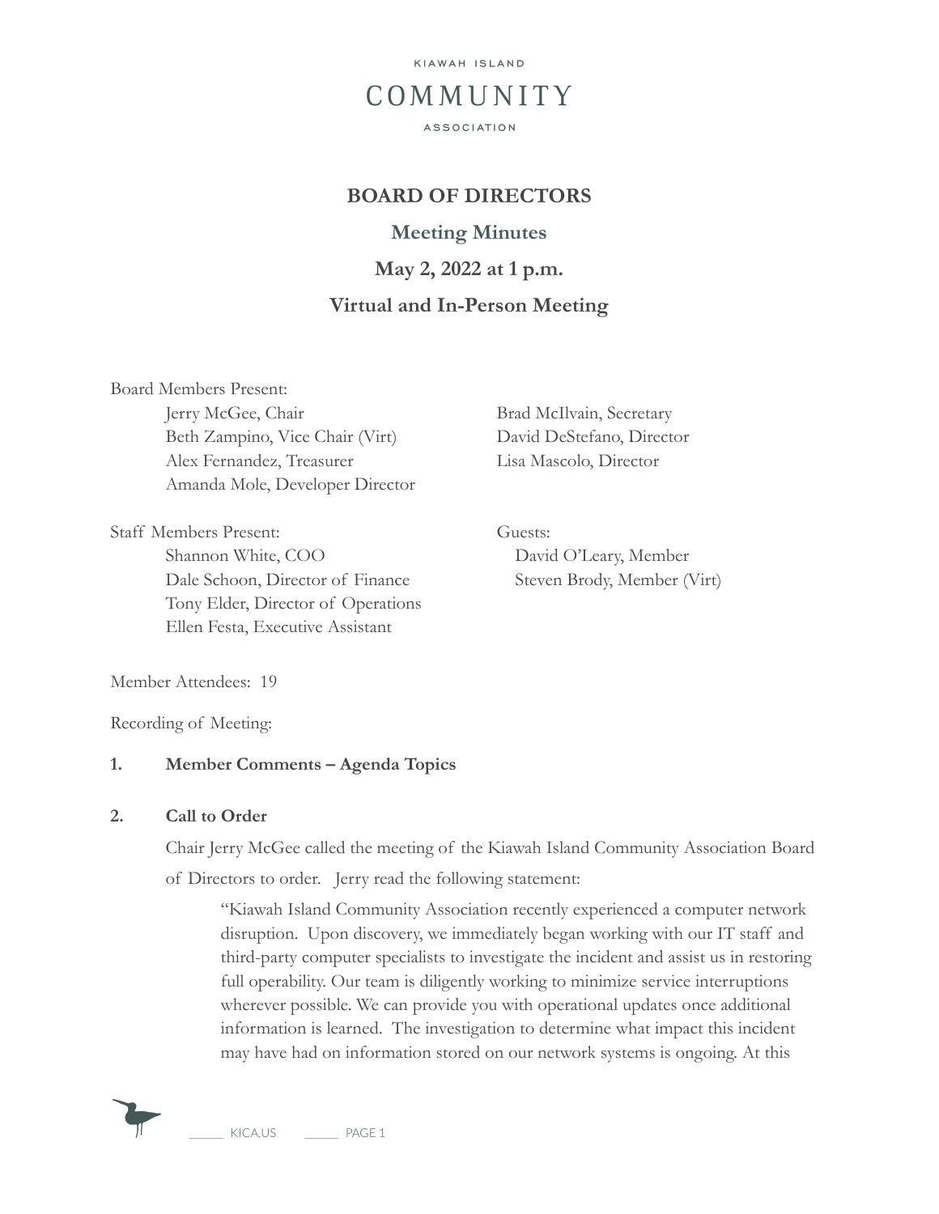KIAWAH ISLAND

COMMUNITY

ASSOCIATION

# BOARD OF DIRECTORS

## Meeting Minutes

## May 2, 2022 at 1 p.m.

## Virtual and In-Person Meeting

Board Members Present:

- Jerry McGee, Chair
- Beth Zampino, Vice Chair (Virt)
- Alex Fernandez, Treasurer
- Amanda Mole, Developer Director
- Brad McIlvain, Secretary
- David DeStefano, Director
- Lisa Mascolo, Director

Staff Members Present:

- Shannon White, COO
- Dale Schoon, Director of Finance
- Tony Elder, Director of Operations
- Ellen Festa, Executive Assistant

Guests:

- David O'Leary, Member
- Steven Brody, Member (Virt)

Member Attendees: 19

Recording of Meeting:

**1. Member Comments – Agenda Topics**

**2. Call to Order**

Chair Jerry McGee called the meeting of the Kiawah Island Community Association Board of Directors to order. Jerry read the following statement:

> "Kiawah Island Community Association recently experienced a computer network disruption. Upon discovery, we immediately began working with our IT staff and third-party computer specialists to investigate the incident and assist us in restoring full operability. Our team is diligently working to minimize service interruptions wherever possible. We can provide you with operational updates once additional information is learned. The investigation to determine what impact this incident may have had on information stored on our network systems is ongoing. At this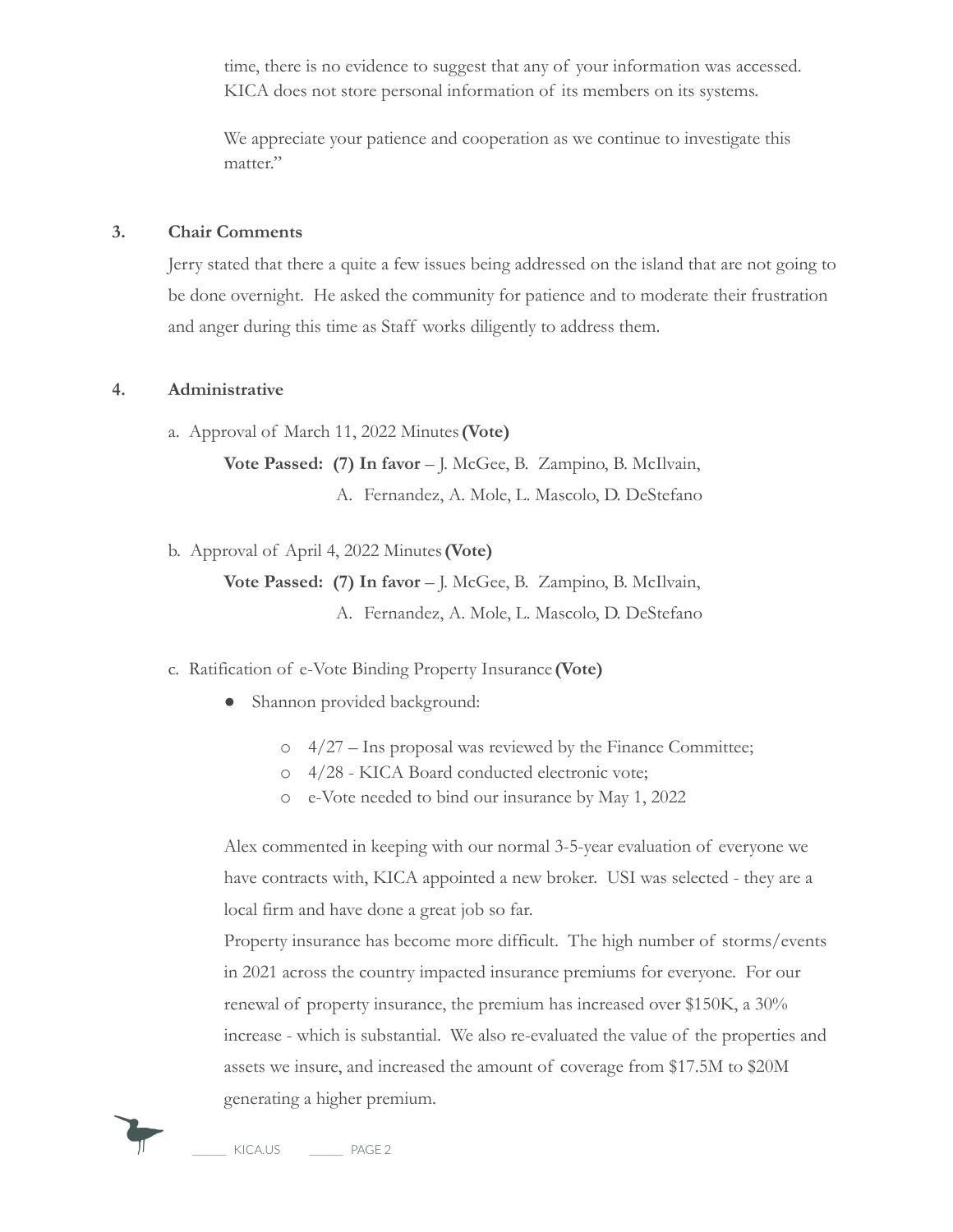time, there is no evidence to suggest that any of your information was accessed. KICA does not store personal information of its members on its systems.

We appreciate your patience and cooperation as we continue to investigate this matter."

## 3. Chair Comments

Jerry stated that there a quite a few issues being addressed on the island that are not going to be done overnight. He asked the community for patience and to moderate their frustration and anger during this time as Staff works diligently to address them.

## 4. Administrative

a. Approval of March 11, 2022 Minutes **(Vote)**

**Vote Passed: (7) In favor** – J. McGee, B. Zampino, B. McIlvain, A. Fernandez, A. Mole, L. Mascolo, D. DeStefano

b. Approval of April 4, 2022 Minutes **(Vote)**

**Vote Passed: (7) In favor** – J. McGee, B. Zampino, B. McIlvain, A. Fernandez, A. Mole, L. Mascolo, D. DeStefano

c. Ratification of e-Vote Binding Property Insurance **(Vote)**

- Shannon provided background:
  - 4/27 – Ins proposal was reviewed by the Finance Committee;
  - 4/28 - KICA Board conducted electronic vote;
  - e-Vote needed to bind our insurance by May 1, 2022

Alex commented in keeping with our normal 3-5-year evaluation of everyone we have contracts with, KICA appointed a new broker. USI was selected - they are a local firm and have done a great job so far.

Property insurance has become more difficult. The high number of storms/events in 2021 across the country impacted insurance premiums for everyone. For our renewal of property insurance, the premium has increased over $150K, a 30% increase - which is substantial. We also re-evaluated the value of the properties and assets we insure, and increased the amount of coverage from $17.5M to $20M generating a higher premium.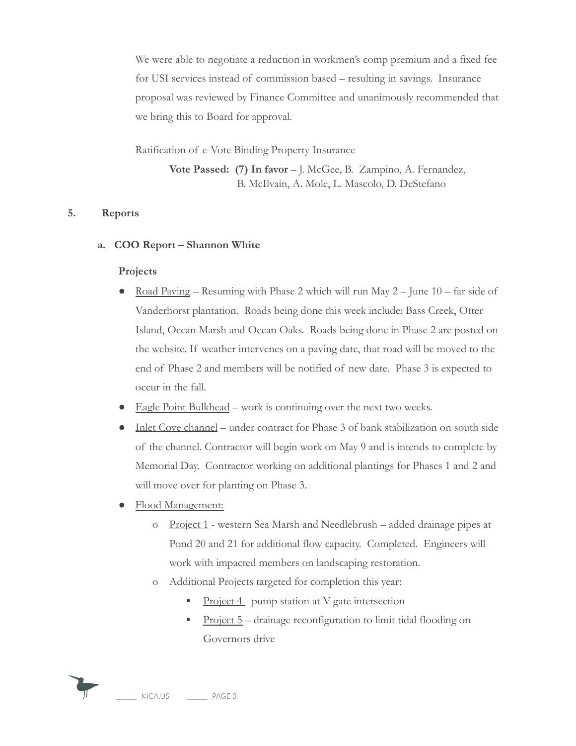We were able to negotiate a reduction in workmen's comp premium and a fixed fee for USI services instead of commission based – resulting in savings. Insurance proposal was reviewed by Finance Committee and unanimously recommended that we bring this to Board for approval.

Ratification of e-Vote Binding Property Insurance

**Vote Passed: (7) In favor** – J. McGee, B. Zampino, A. Fernandez, B. McIlvain, A. Mole, L. Mascolo, D. DeStefano

## 5. Reports

### a. COO Report – Shannon White

**Projects**

- Road Paving – Resuming with Phase 2 which will run May 2 – June 10 – far side of Vanderhorst plantation. Roads being done this week include: Bass Creek, Otter Island, Ocean Marsh and Ocean Oaks. Roads being done in Phase 2 are posted on the website. If weather intervenes on a paving date, that road will be moved to the end of Phase 2 and members will be notified of new date. Phase 3 is expected to occur in the fall.
- Eagle Point Bulkhead – work is continuing over the next two weeks.
- Inlet Cove channel – under contract for Phase 3 of bank stabilization on south side of the channel. Contractor will begin work on May 9 and is intends to complete by Memorial Day. Contractor working on additional plantings for Phases 1 and 2 and will move over for planting on Phase 3.
- Flood Management:
  - Project 1 - western Sea Marsh and Needlebrush – added drainage pipes at Pond 20 and 21 for additional flow capacity. Completed. Engineers will work with impacted members on landscaping restoration.
  - Additional Projects targeted for completion this year:
    - Project 4 - pump station at V-gate intersection
    - Project 5 – drainage reconfiguration to limit tidal flooding on Governors drive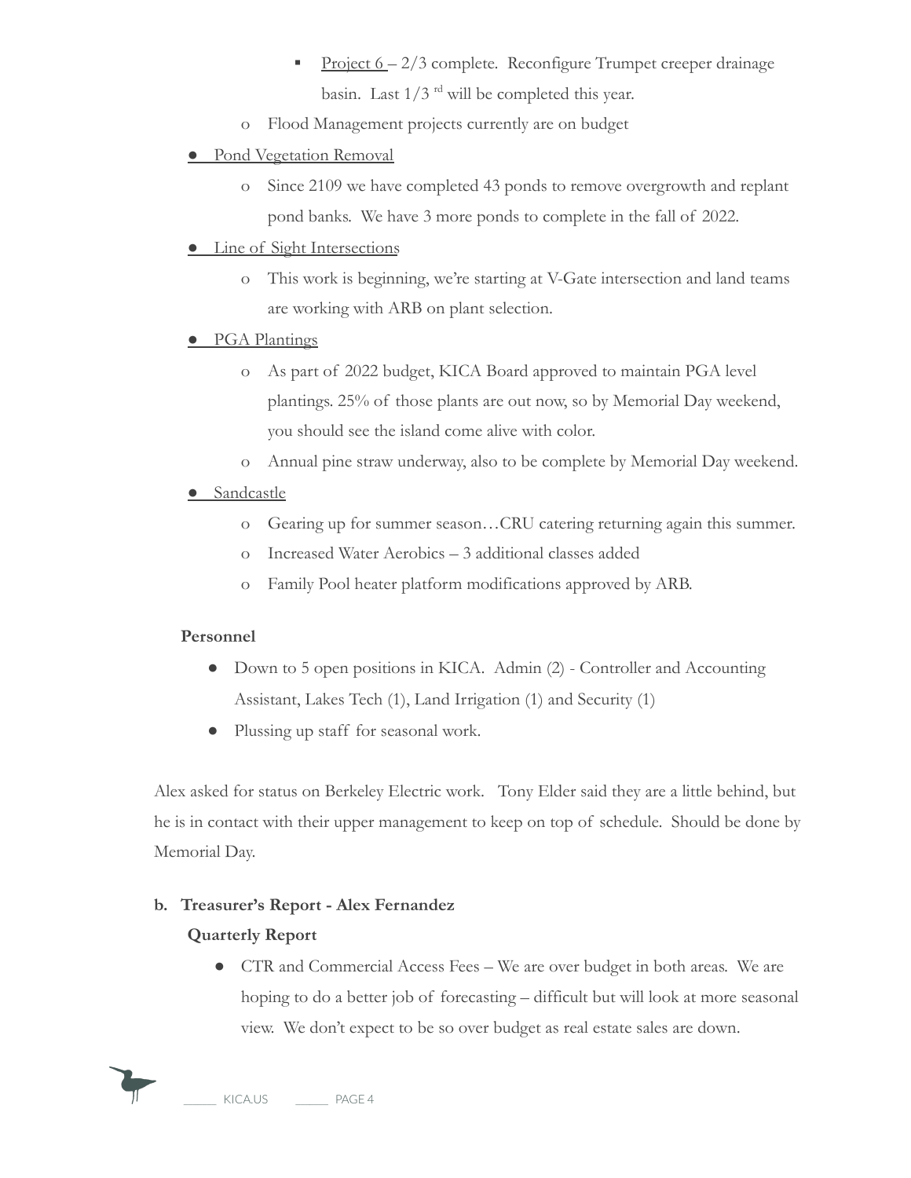- Project 6 – 2/3 complete. Reconfigure Trumpet creeper drainage basin. Last 1/3 rd will be completed this year.
    - Flood Management projects currently are on budget

- Pond Vegetation Removal
    - Since 2109 we have completed 43 ponds to remove overgrowth and replant pond banks. We have 3 more ponds to complete in the fall of 2022.

- Line of Sight Intersections
    - This work is beginning, we're starting at V-Gate intersection and land teams are working with ARB on plant selection.

- PGA Plantings
    - As part of 2022 budget, KICA Board approved to maintain PGA level plantings. 25% of those plants are out now, so by Memorial Day weekend, you should see the island come alive with color.
    - Annual pine straw underway, also to be complete by Memorial Day weekend.

- Sandcastle
    - Gearing up for summer season…CRU catering returning again this summer.
    - Increased Water Aerobics – 3 additional classes added
    - Family Pool heater platform modifications approved by ARB.

**Personnel**

- Down to 5 open positions in KICA. Admin (2) - Controller and Accounting Assistant, Lakes Tech (1), Land Irrigation (1) and Security (1)
- Plussing up staff for seasonal work.

Alex asked for status on Berkeley Electric work. Tony Elder said they are a little behind, but he is in contact with their upper management to keep on top of schedule. Should be done by Memorial Day.

**b. Treasurer's Report - Alex Fernandez**

**Quarterly Report**

- CTR and Commercial Access Fees – We are over budget in both areas. We are hoping to do a better job of forecasting – difficult but will look at more seasonal view. We don't expect to be so over budget as real estate sales are down.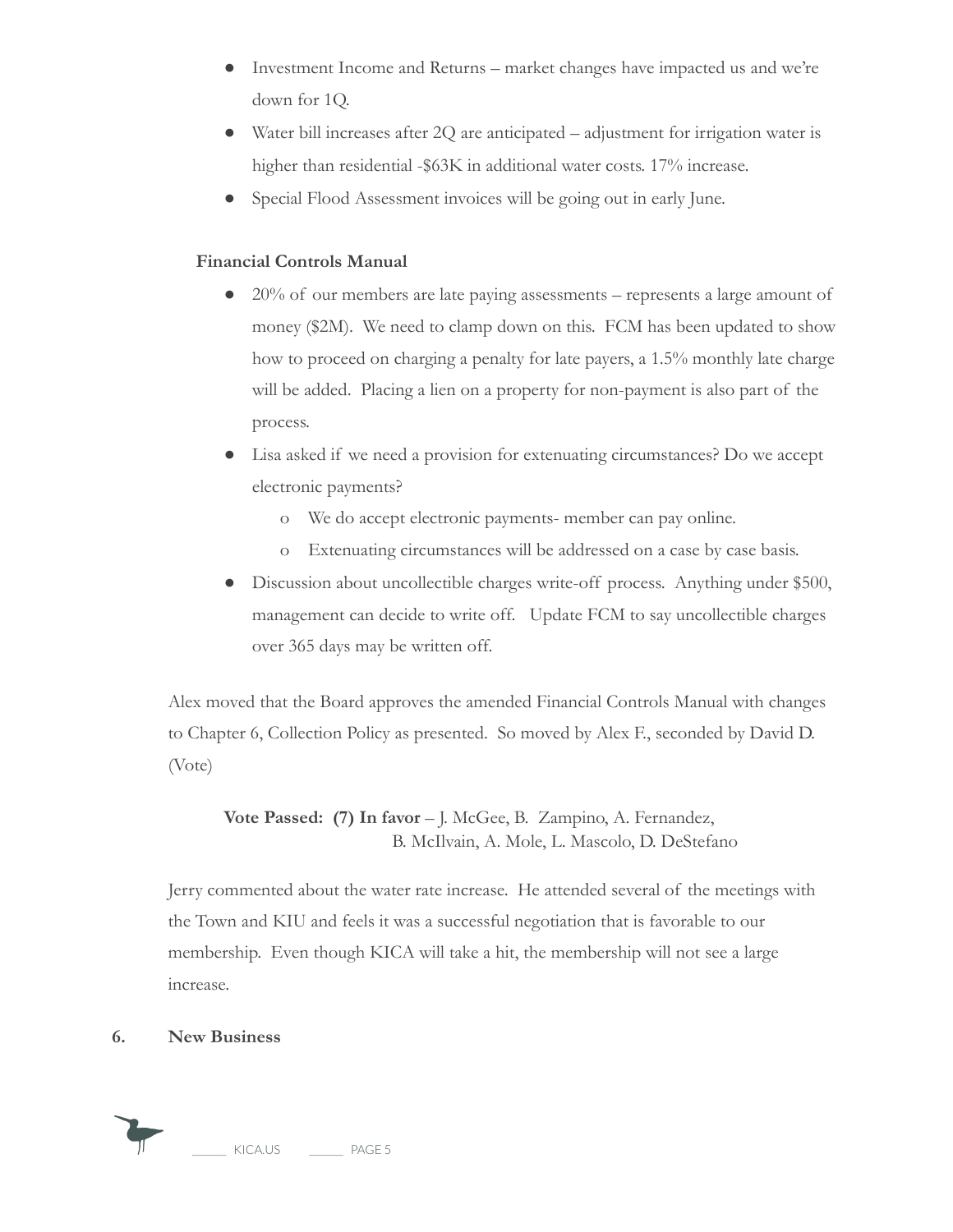- Investment Income and Returns – market changes have impacted us and we're down for 1Q.
- Water bill increases after 2Q are anticipated – adjustment for irrigation water is higher than residential -$63K in additional water costs. 17% increase.
- Special Flood Assessment invoices will be going out in early June.

**Financial Controls Manual**

- 20% of our members are late paying assessments – represents a large amount of money ($2M). We need to clamp down on this. FCM has been updated to show how to proceed on charging a penalty for late payers, a 1.5% monthly late charge will be added. Placing a lien on a property for non-payment is also part of the process.
- Lisa asked if we need a provision for extenuating circumstances? Do we accept electronic payments?
  - We do accept electronic payments- member can pay online.
  - Extenuating circumstances will be addressed on a case by case basis.
- Discussion about uncollectible charges write-off process. Anything under $500, management can decide to write off. Update FCM to say uncollectible charges over 365 days may be written off.

Alex moved that the Board approves the amended Financial Controls Manual with changes to Chapter 6, Collection Policy as presented. So moved by Alex F., seconded by David D. (Vote)

**Vote Passed: (7) In favor** – J. McGee, B. Zampino, A. Fernandez, B. McIlvain, A. Mole, L. Mascolo, D. DeStefano

Jerry commented about the water rate increase. He attended several of the meetings with the Town and KIU and feels it was a successful negotiation that is favorable to our membership. Even though KICA will take a hit, the membership will not see a large increase.

## 6. New Business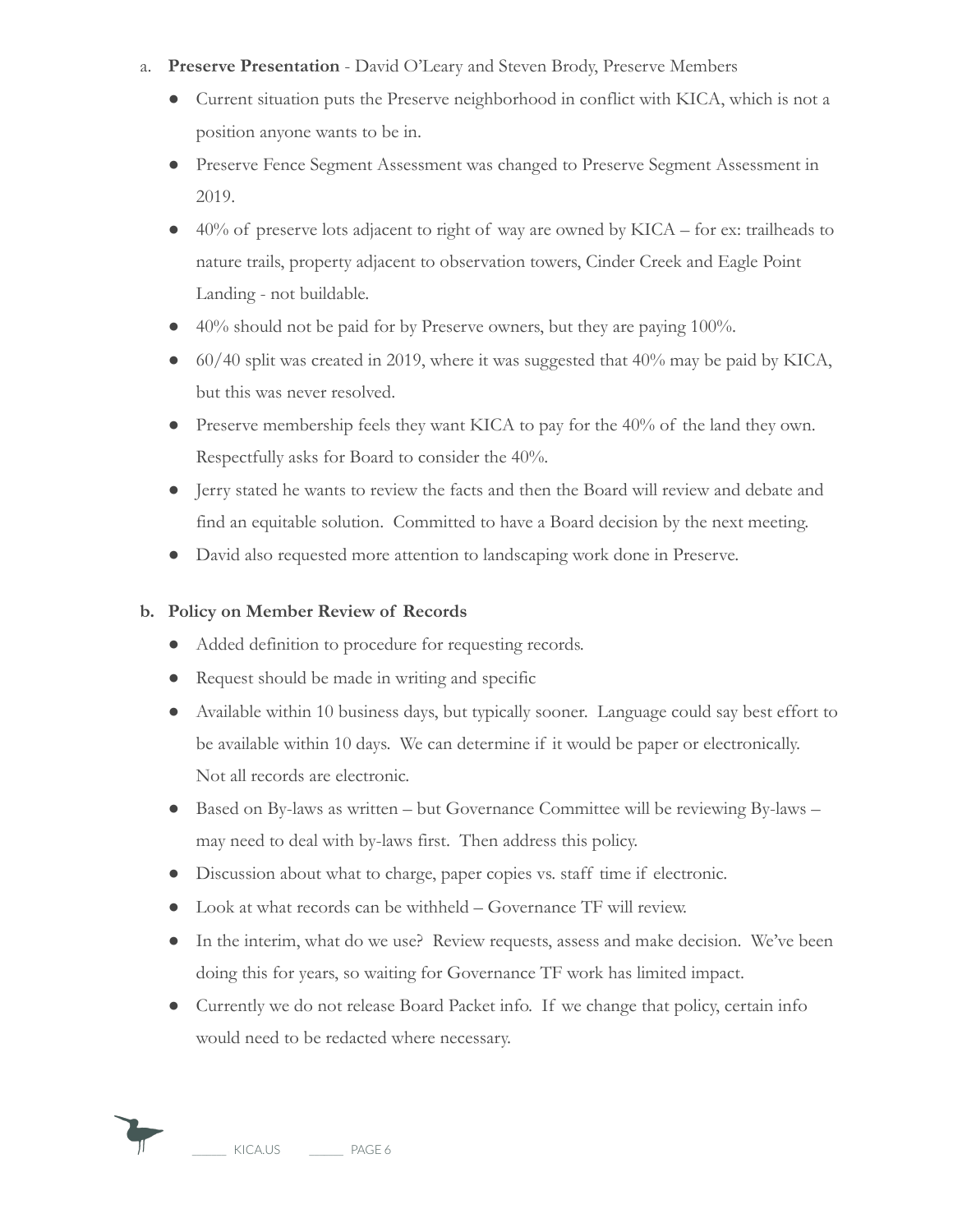a. **Preserve Presentation** - David O'Leary and Steven Brody, Preserve Members

- Current situation puts the Preserve neighborhood in conflict with KICA, which is not a position anyone wants to be in.
- Preserve Fence Segment Assessment was changed to Preserve Segment Assessment in 2019.
- 40% of preserve lots adjacent to right of way are owned by KICA – for ex: trailheads to nature trails, property adjacent to observation towers, Cinder Creek and Eagle Point Landing - not buildable.
- 40% should not be paid for by Preserve owners, but they are paying 100%.
- 60/40 split was created in 2019, where it was suggested that 40% may be paid by KICA, but this was never resolved.
- Preserve membership feels they want KICA to pay for the 40% of the land they own. Respectfully asks for Board to consider the 40%.
- Jerry stated he wants to review the facts and then the Board will review and debate and find an equitable solution. Committed to have a Board decision by the next meeting.
- David also requested more attention to landscaping work done in Preserve.

**b. Policy on Member Review of Records**

- Added definition to procedure for requesting records.
- Request should be made in writing and specific
- Available within 10 business days, but typically sooner. Language could say best effort to be available within 10 days. We can determine if it would be paper or electronically. Not all records are electronic.
- Based on By-laws as written – but Governance Committee will be reviewing By-laws – may need to deal with by-laws first. Then address this policy.
- Discussion about what to charge, paper copies vs. staff time if electronic.
- Look at what records can be withheld – Governance TF will review.
- In the interim, what do we use? Review requests, assess and make decision. We've been doing this for years, so waiting for Governance TF work has limited impact.
- Currently we do not release Board Packet info. If we change that policy, certain info would need to be redacted where necessary.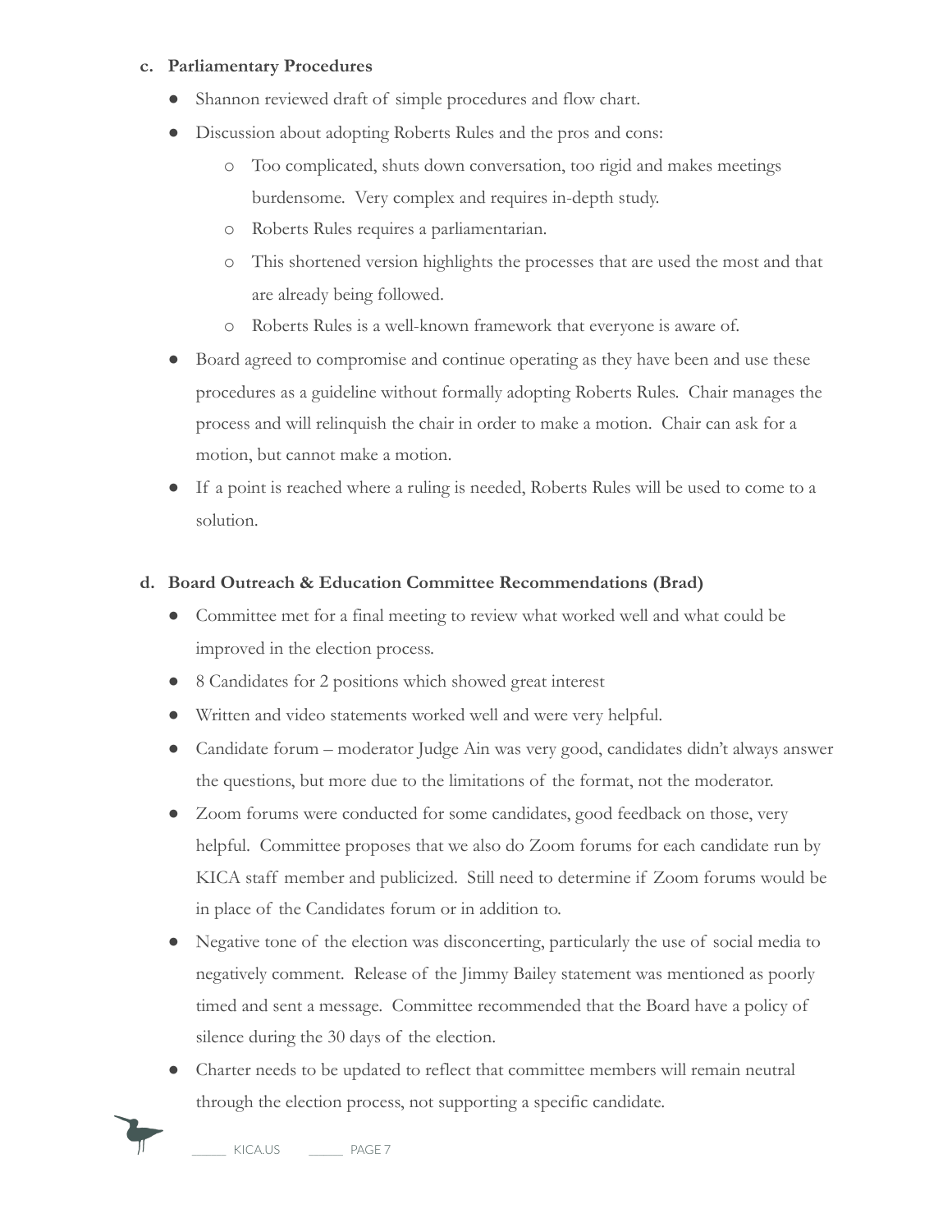**c. Parliamentary Procedures**

- Shannon reviewed draft of simple procedures and flow chart.
- Discussion about adopting Roberts Rules and the pros and cons:
  - Too complicated, shuts down conversation, too rigid and makes meetings burdensome. Very complex and requires in-depth study.
  - Roberts Rules requires a parliamentarian.
  - This shortened version highlights the processes that are used the most and that are already being followed.
  - Roberts Rules is a well-known framework that everyone is aware of.
- Board agreed to compromise and continue operating as they have been and use these procedures as a guideline without formally adopting Roberts Rules. Chair manages the process and will relinquish the chair in order to make a motion. Chair can ask for a motion, but cannot make a motion.
- If a point is reached where a ruling is needed, Roberts Rules will be used to come to a solution.

**d. Board Outreach & Education Committee Recommendations (Brad)**

- Committee met for a final meeting to review what worked well and what could be improved in the election process.
- 8 Candidates for 2 positions which showed great interest
- Written and video statements worked well and were very helpful.
- Candidate forum – moderator Judge Ain was very good, candidates didn't always answer the questions, but more due to the limitations of the format, not the moderator.
- Zoom forums were conducted for some candidates, good feedback on those, very helpful. Committee proposes that we also do Zoom forums for each candidate run by KICA staff member and publicized. Still need to determine if Zoom forums would be in place of the Candidates forum or in addition to.
- Negative tone of the election was disconcerting, particularly the use of social media to negatively comment. Release of the Jimmy Bailey statement was mentioned as poorly timed and sent a message. Committee recommended that the Board have a policy of silence during the 30 days of the election.
- Charter needs to be updated to reflect that committee members will remain neutral through the election process, not supporting a specific candidate.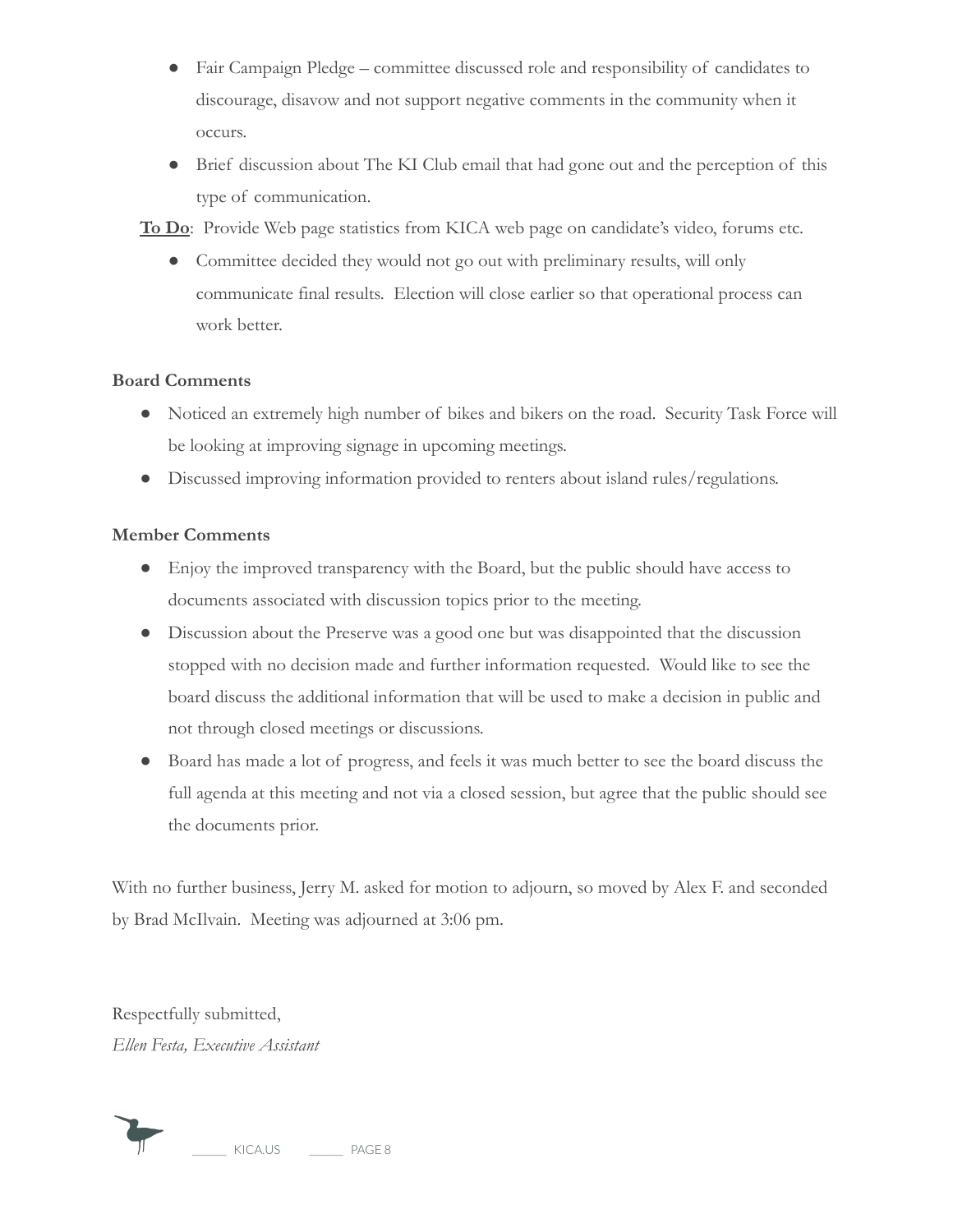- Fair Campaign Pledge – committee discussed role and responsibility of candidates to discourage, disavow and not support negative comments in the community when it occurs.
- Brief discussion about The KI Club email that had gone out and the perception of this type of communication.

**To Do**: Provide Web page statistics from KICA web page on candidate's video, forums etc.

- Committee decided they would not go out with preliminary results, will only communicate final results. Election will close earlier so that operational process can work better.

**Board Comments**

- Noticed an extremely high number of bikes and bikers on the road. Security Task Force will be looking at improving signage in upcoming meetings.
- Discussed improving information provided to renters about island rules/regulations.

**Member Comments**

- Enjoy the improved transparency with the Board, but the public should have access to documents associated with discussion topics prior to the meeting.
- Discussion about the Preserve was a good one but was disappointed that the discussion stopped with no decision made and further information requested. Would like to see the board discuss the additional information that will be used to make a decision in public and not through closed meetings or discussions.
- Board has made a lot of progress, and feels it was much better to see the board discuss the full agenda at this meeting and not via a closed session, but agree that the public should see the documents prior.

With no further business, Jerry M. asked for motion to adjourn, so moved by Alex F. and seconded by Brad McIlvain. Meeting was adjourned at 3:06 pm.

Respectfully submitted,
*Ellen Festa, Executive Assistant*